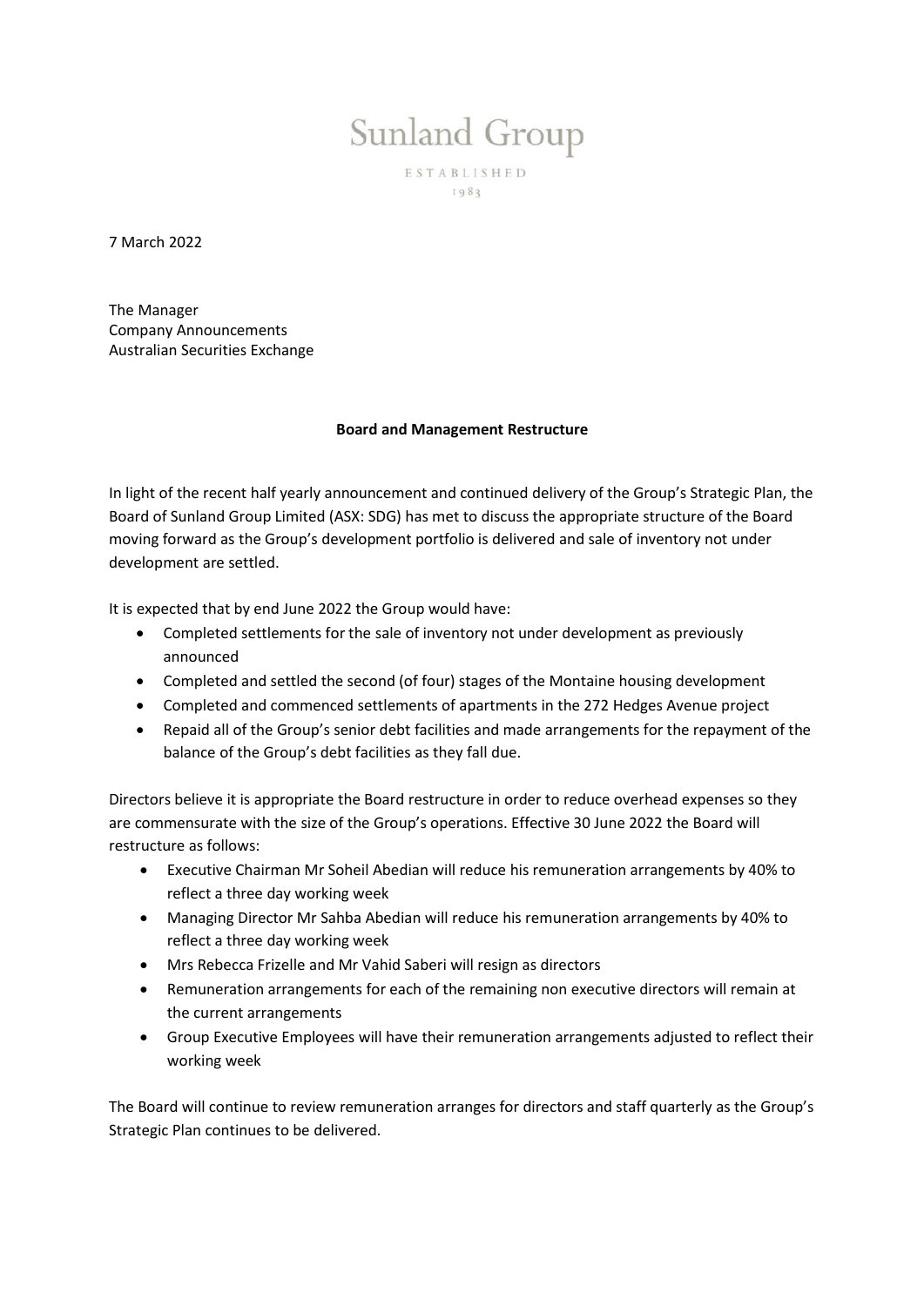# Sunland Group

ESTABLISHED
1983

7 March 2022

The Manager
Company Announcements
Australian Securities Exchange

**Board and Management Restructure**

In light of the recent half yearly announcement and continued delivery of the Group's Strategic Plan, the Board of Sunland Group Limited (ASX: SDG) has met to discuss the appropriate structure of the Board moving forward as the Group's development portfolio is delivered and sale of inventory not under development are settled.

It is expected that by end June 2022 the Group would have:

- Completed settlements for the sale of inventory not under development as previously announced
- Completed and settled the second (of four) stages of the Montaine housing development
- Completed and commenced settlements of apartments in the 272 Hedges Avenue project
- Repaid all of the Group's senior debt facilities and made arrangements for the repayment of the balance of the Group's debt facilities as they fall due.

Directors believe it is appropriate the Board restructure in order to reduce overhead expenses so they are commensurate with the size of the Group's operations. Effective 30 June 2022 the Board will restructure as follows:

- Executive Chairman Mr Soheil Abedian will reduce his remuneration arrangements by 40% to reflect a three day working week
- Managing Director Mr Sahba Abedian will reduce his remuneration arrangements by 40% to reflect a three day working week
- Mrs Rebecca Frizelle and Mr Vahid Saberi will resign as directors
- Remuneration arrangements for each of the remaining non executive directors will remain at the current arrangements
- Group Executive Employees will have their remuneration arrangements adjusted to reflect their working week

The Board will continue to review remuneration arranges for directors and staff quarterly as the Group's Strategic Plan continues to be delivered.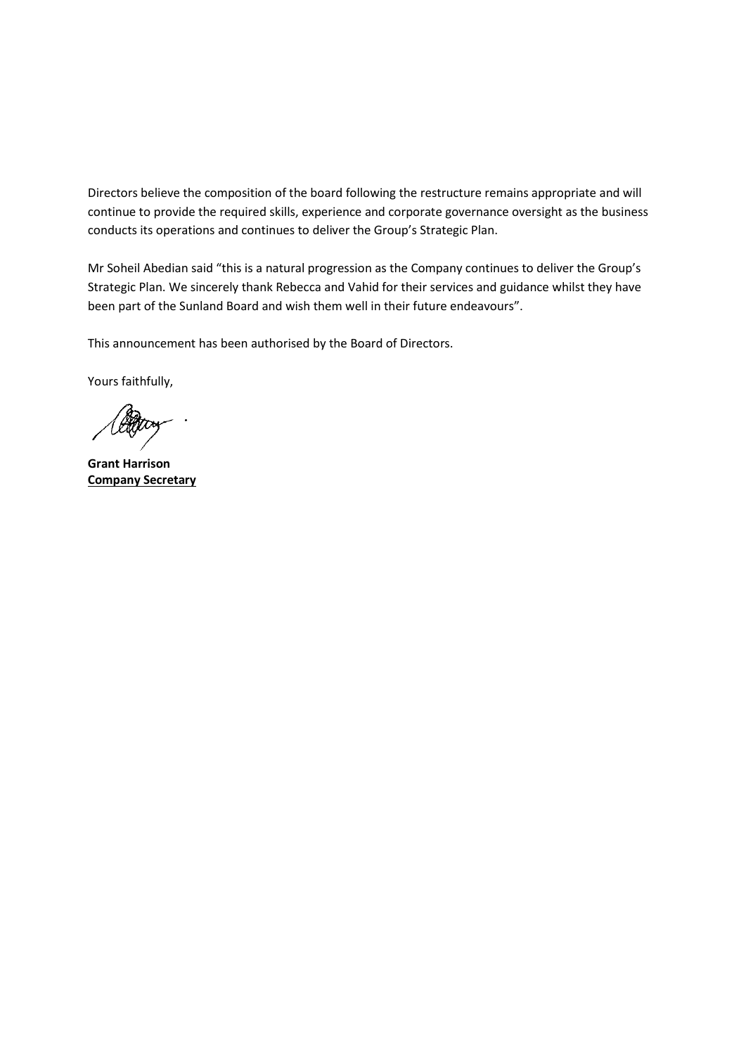Directors believe the composition of the board following the restructure remains appropriate and will continue to provide the required skills, experience and corporate governance oversight as the business conducts its operations and continues to deliver the Group's Strategic Plan.

Mr Soheil Abedian said "this is a natural progression as the Company continues to deliver the Group's Strategic Plan. We sincerely thank Rebecca and Vahid for their services and guidance whilst they have been part of the Sunland Board and wish them well in their future endeavours".

This announcement has been authorised by the Board of Directors.

Yours faithfully,

**Grant Harrison**
**Company Secretary**